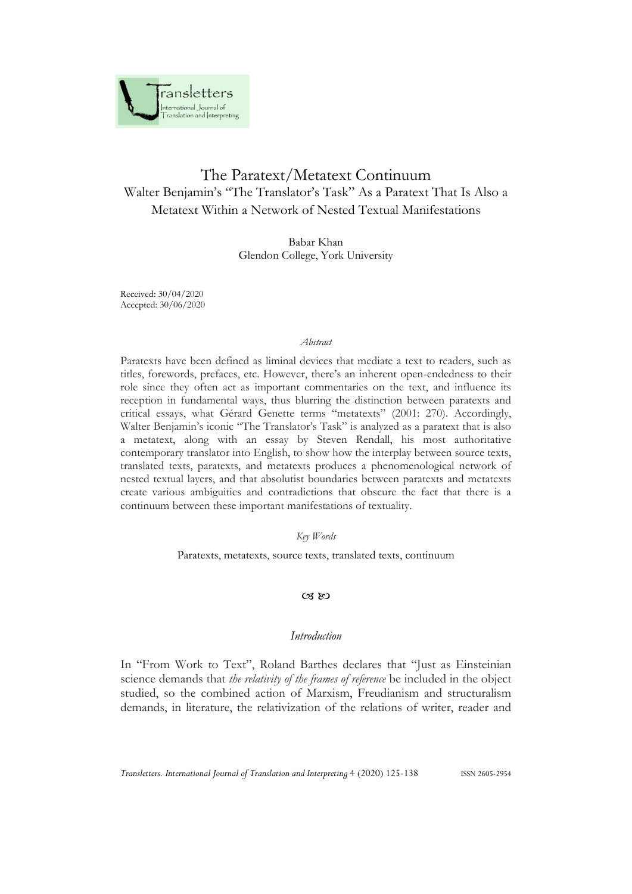# The Paratext/Metatext Continuum

## Walter Benjamin's "The Translator's Task" As a Paratext That Is Also a Metatext Within a Network of Nested Textual Manifestations

Babar Khan
Glendon College, York University

Received: 30/04/2020
Accepted: 30/06/2020

*Abstract*

Paratexts have been defined as liminal devices that mediate a text to readers, such as titles, forewords, prefaces, etc. However, there's an inherent open-endedness to their role since they often act as important commentaries on the text, and influence its reception in fundamental ways, thus blurring the distinction between paratexts and critical essays, what Gérard Genette terms "metatexts" (2001: 270). Accordingly, Walter Benjamin's iconic "The Translator's Task" is analyzed as a paratext that is also a metatext, along with an essay by Steven Rendall, his most authoritative contemporary translator into English, to show how the interplay between source texts, translated texts, paratexts, and metatexts produces a phenomenological network of nested textual layers, and that absolutist boundaries between paratexts and metatexts create various ambiguities and contradictions that obscure the fact that there is a continuum between these important manifestations of textuality.

*Key Words*

Paratexts, metatexts, source texts, translated texts, continuum

### *Introduction*

In "From Work to Text", Roland Barthes declares that "Just as Einsteinian science demands that *the relativity of the frames of reference* be included in the object studied, so the combined action of Marxism, Freudianism and structuralism demands, in literature, the relativization of the relations of writer, reader and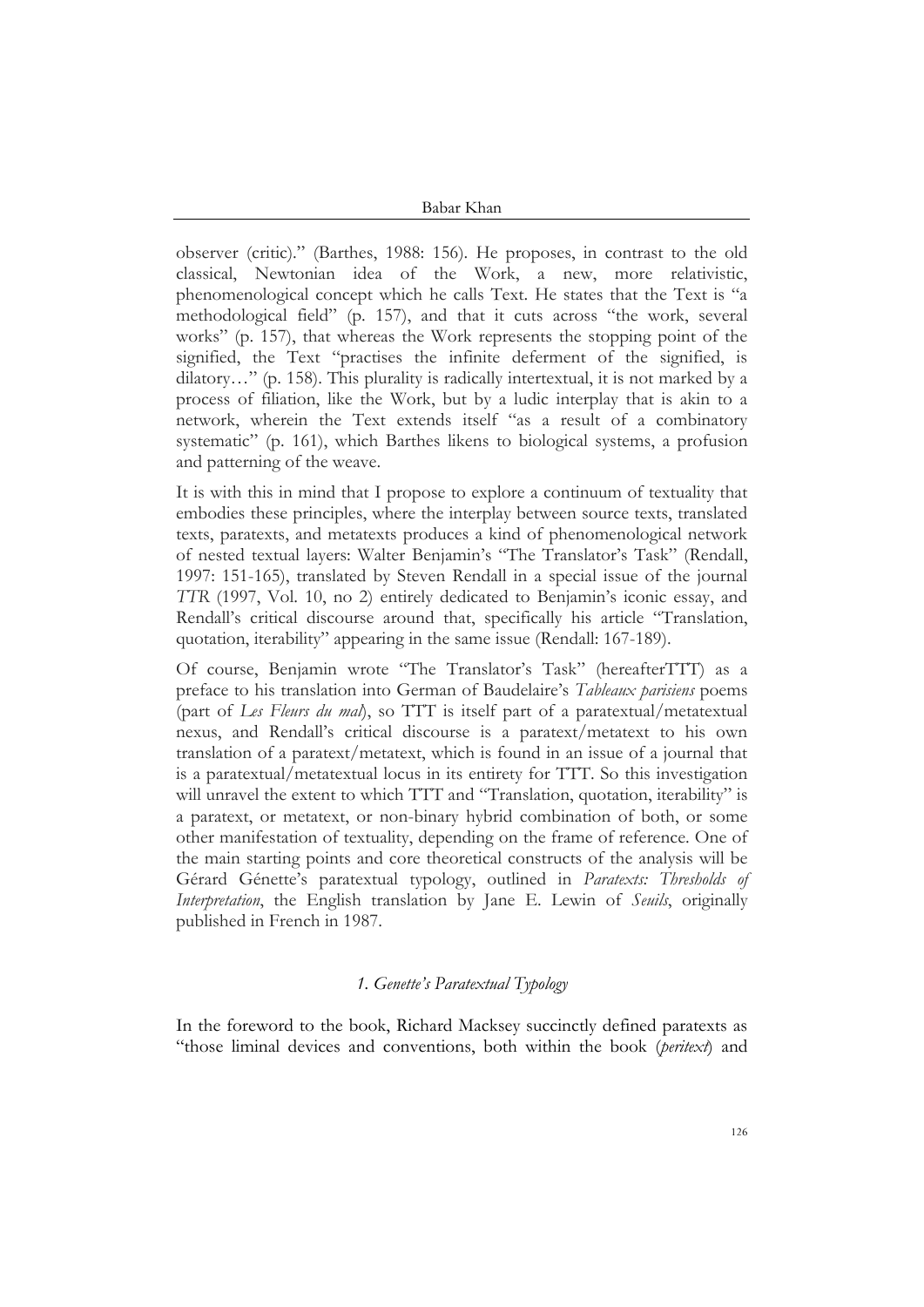observer (critic)." (Barthes, 1988: 156). He proposes, in contrast to the old classical, Newtonian idea of the Work, a new, more relativistic, phenomenological concept which he calls Text. He states that the Text is "a methodological field" (p. 157), and that it cuts across "the work, several works" (p. 157), that whereas the Work represents the stopping point of the signified, the Text "practises the infinite deferment of the signified, is dilatory…" (p. 158). This plurality is radically intertextual, it is not marked by a process of filiation, like the Work, but by a ludic interplay that is akin to a network, wherein the Text extends itself "as a result of a combinatory systematic" (p. 161), which Barthes likens to biological systems, a profusion and patterning of the weave.

It is with this in mind that I propose to explore a continuum of textuality that embodies these principles, where the interplay between source texts, translated texts, paratexts, and metatexts produces a kind of phenomenological network of nested textual layers: Walter Benjamin's "The Translator's Task" (Rendall, 1997: 151-165), translated by Steven Rendall in a special issue of the journal *TTR* (1997, Vol. 10, no 2) entirely dedicated to Benjamin's iconic essay, and Rendall's critical discourse around that, specifically his article "Translation, quotation, iterability" appearing in the same issue (Rendall: 167-189).

Of course, Benjamin wrote "The Translator's Task" (hereafterTTT) as a preface to his translation into German of Baudelaire's *Tableaux parisiens* poems (part of *Les Fleurs du mal*), so TTT is itself part of a paratextual/metatextual nexus, and Rendall's critical discourse is a paratext/metatext to his own translation of a paratext/metatext, which is found in an issue of a journal that is a paratextual/metatextual locus in its entirety for TTT. So this investigation will unravel the extent to which TTT and "Translation, quotation, iterability" is a paratext, or metatext, or non-binary hybrid combination of both, or some other manifestation of textuality, depending on the frame of reference. One of the main starting points and core theoretical constructs of the analysis will be Gérard Génette's paratextual typology, outlined in *Paratexts: Thresholds of Interpretation*, the English translation by Jane E. Lewin of *Seuils*, originally published in French in 1987.

## *1. Genette's Paratextual Typology*

In the foreword to the book, Richard Macksey succinctly defined paratexts as "those liminal devices and conventions, both within the book (*peritext*) and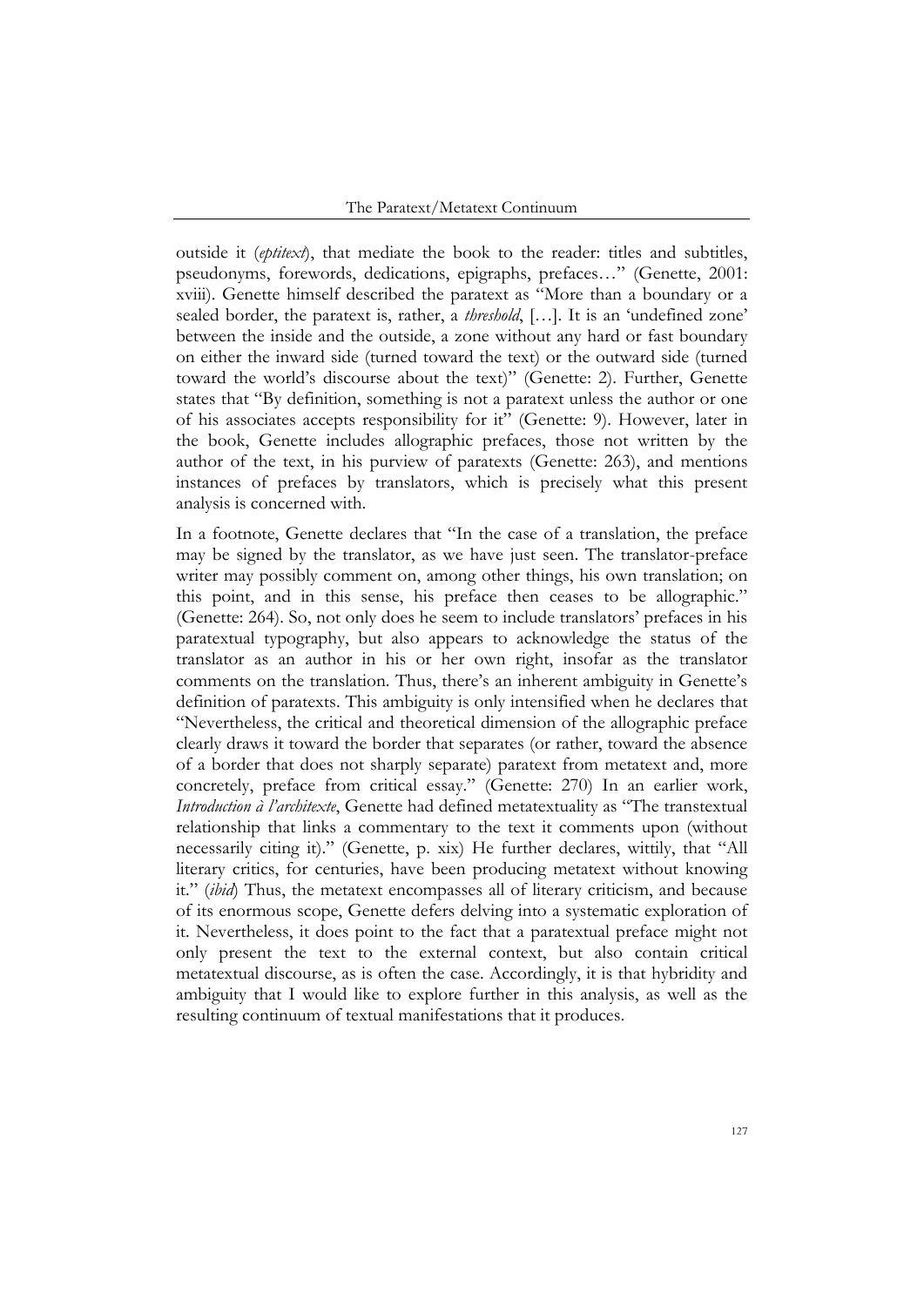outside it (*eptitext*), that mediate the book to the reader: titles and subtitles, pseudonyms, forewords, dedications, epigraphs, prefaces…" (Genette, 2001: xviii). Genette himself described the paratext as "More than a boundary or a sealed border, the paratext is, rather, a *threshold*, […]. It is an 'undefined zone' between the inside and the outside, a zone without any hard or fast boundary on either the inward side (turned toward the text) or the outward side (turned toward the world's discourse about the text)" (Genette: 2). Further, Genette states that "By definition, something is not a paratext unless the author or one of his associates accepts responsibility for it" (Genette: 9). However, later in the book, Genette includes allographic prefaces, those not written by the author of the text, in his purview of paratexts (Genette: 263), and mentions instances of prefaces by translators, which is precisely what this present analysis is concerned with.

In a footnote, Genette declares that "In the case of a translation, the preface may be signed by the translator, as we have just seen. The translator-preface writer may possibly comment on, among other things, his own translation; on this point, and in this sense, his preface then ceases to be allographic." (Genette: 264). So, not only does he seem to include translators' prefaces in his paratextual typography, but also appears to acknowledge the status of the translator as an author in his or her own right, insofar as the translator comments on the translation. Thus, there's an inherent ambiguity in Genette's definition of paratexts. This ambiguity is only intensified when he declares that "Nevertheless, the critical and theoretical dimension of the allographic preface clearly draws it toward the border that separates (or rather, toward the absence of a border that does not sharply separate) paratext from metatext and, more concretely, preface from critical essay." (Genette: 270) In an earlier work, *Introduction à l'architexte*, Genette had defined metatextuality as "The transtextual relationship that links a commentary to the text it comments upon (without necessarily citing it)." (Genette, p. xix) He further declares, wittily, that "All literary critics, for centuries, have been producing metatext without knowing it." (*ibid*) Thus, the metatext encompasses all of literary criticism, and because of its enormous scope, Genette defers delving into a systematic exploration of it. Nevertheless, it does point to the fact that a paratextual preface might not only present the text to the external context, but also contain critical metatextual discourse, as is often the case. Accordingly, it is that hybridity and ambiguity that I would like to explore further in this analysis, as well as the resulting continuum of textual manifestations that it produces.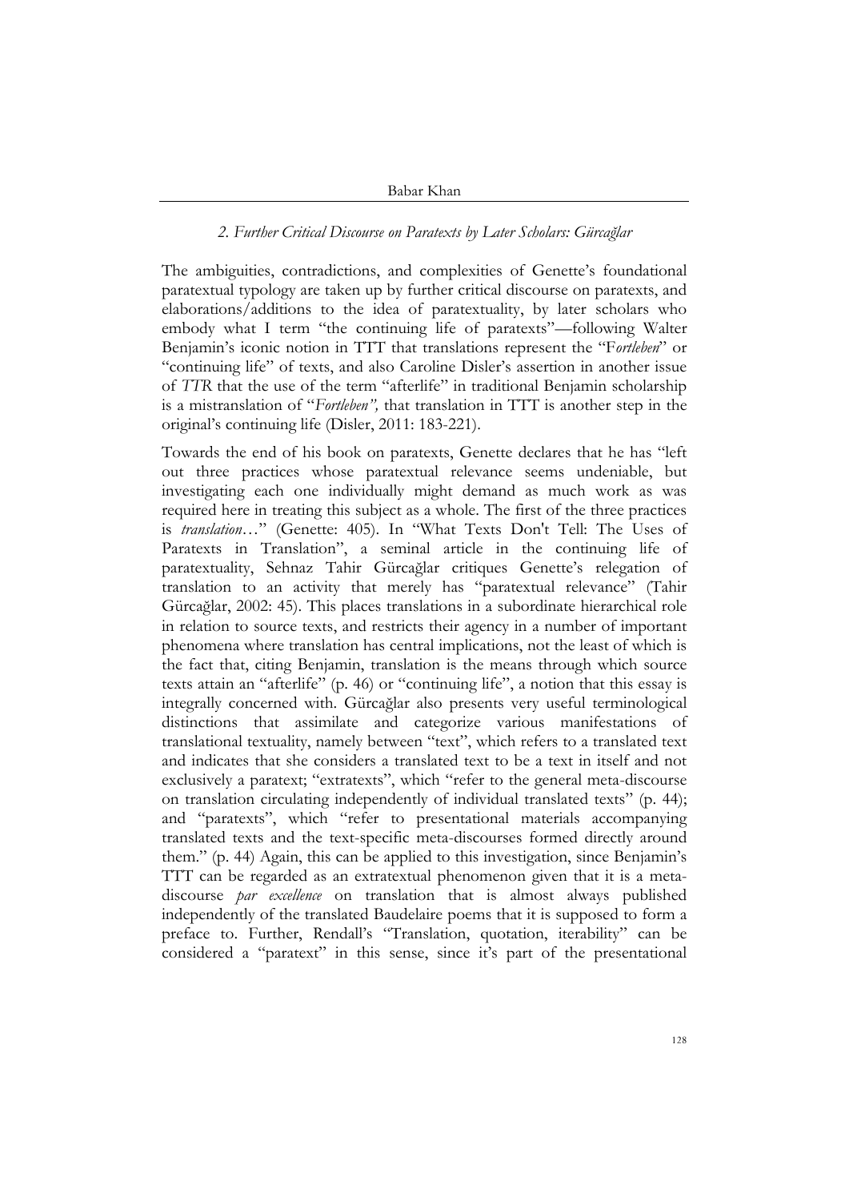### *2. Further Critical Discourse on Paratexts by Later Scholars: Gürcağlar*

The ambiguities, contradictions, and complexities of Genette's foundational paratextual typology are taken up by further critical discourse on paratexts, and elaborations/additions to the idea of paratextuality, by later scholars who embody what I term "the continuing life of paratexts"—following Walter Benjamin's iconic notion in TTT that translations represent the "F*ortleben*" or "continuing life" of texts, and also Caroline Disler's assertion in another issue of *TTR* that the use of the term "afterlife" in traditional Benjamin scholarship is a mistranslation of "*Fortleben",* that translation in TTT is another step in the original's continuing life (Disler, 2011: 183-221).

Towards the end of his book on paratexts, Genette declares that he has "left out three practices whose paratextual relevance seems undeniable, but investigating each one individually might demand as much work as was required here in treating this subject as a whole. The first of the three practices is *translation*…" (Genette: 405). In "What Texts Don't Tell: The Uses of Paratexts in Translation", a seminal article in the continuing life of paratextuality, Sehnaz Tahir Gürcağlar critiques Genette's relegation of translation to an activity that merely has "paratextual relevance" (Tahir Gürcağlar, 2002: 45). This places translations in a subordinate hierarchical role in relation to source texts, and restricts their agency in a number of important phenomena where translation has central implications, not the least of which is the fact that, citing Benjamin, translation is the means through which source texts attain an "afterlife" (p. 46) or "continuing life", a notion that this essay is integrally concerned with. Gürcağlar also presents very useful terminological distinctions that assimilate and categorize various manifestations of translational textuality, namely between "text", which refers to a translated text and indicates that she considers a translated text to be a text in itself and not exclusively a paratext; "extratexts", which "refer to the general meta-discourse on translation circulating independently of individual translated texts" (p. 44); and "paratexts", which "refer to presentational materials accompanying translated texts and the text-specific meta-discourses formed directly around them." (p. 44) Again, this can be applied to this investigation, since Benjamin's TTT can be regarded as an extratextual phenomenon given that it is a meta-discourse *par excellence* on translation that is almost always published independently of the translated Baudelaire poems that it is supposed to form a preface to. Further, Rendall's "Translation, quotation, iterability" can be considered a "paratext" in this sense, since it's part of the presentational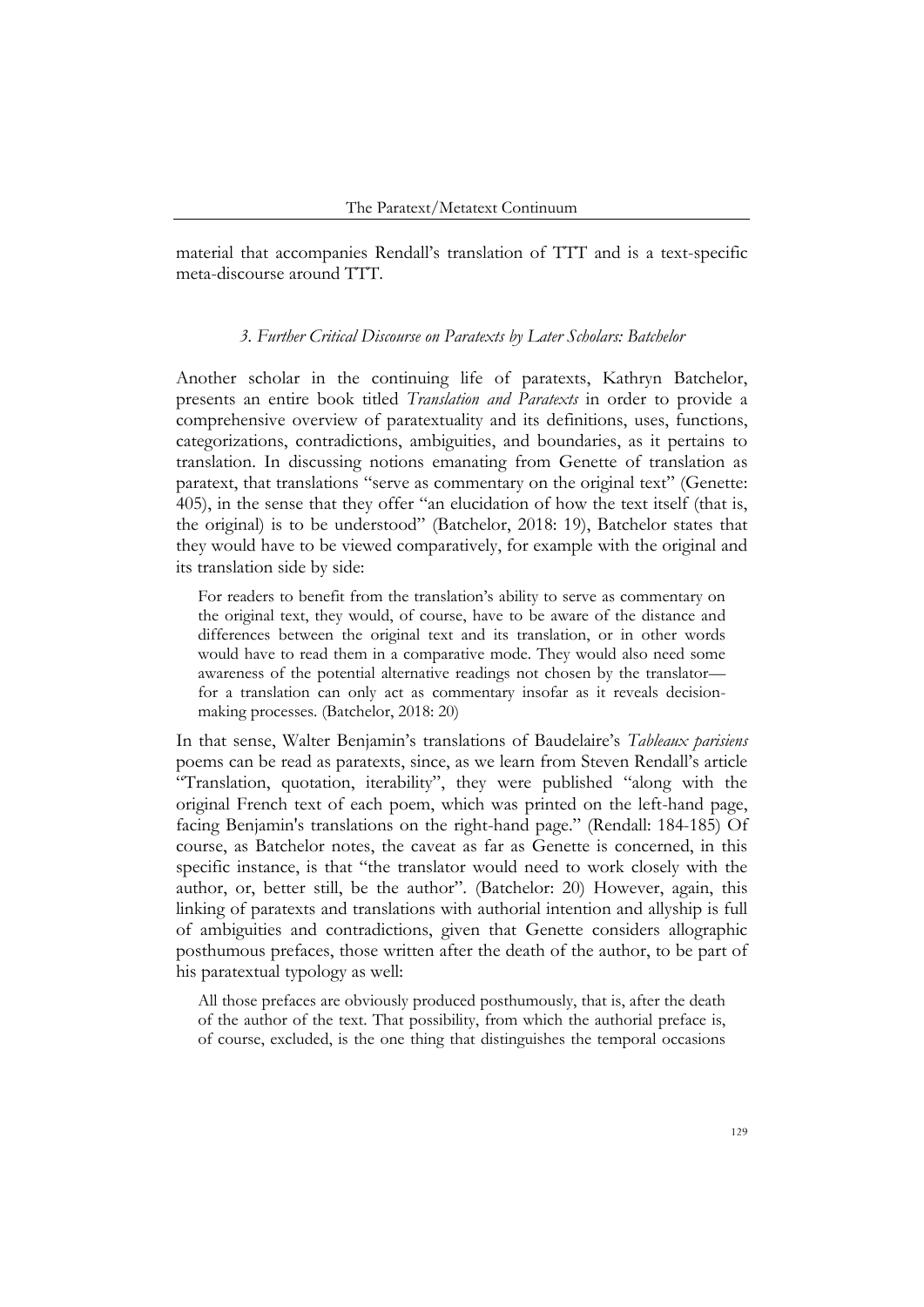material that accompanies Rendall's translation of TTT and is a text-specific meta-discourse around TTT.

### *3. Further Critical Discourse on Paratexts by Later Scholars: Batchelor*

Another scholar in the continuing life of paratexts, Kathryn Batchelor, presents an entire book titled *Translation and Paratexts* in order to provide a comprehensive overview of paratextuality and its definitions, uses, functions, categorizations, contradictions, ambiguities, and boundaries, as it pertains to translation. In discussing notions emanating from Genette of translation as paratext, that translations "serve as commentary on the original text" (Genette: 405), in the sense that they offer "an elucidation of how the text itself (that is, the original) is to be understood" (Batchelor, 2018: 19), Batchelor states that they would have to be viewed comparatively, for example with the original and its translation side by side:

> For readers to benefit from the translation's ability to serve as commentary on the original text, they would, of course, have to be aware of the distance and differences between the original text and its translation, or in other words would have to read them in a comparative mode. They would also need some awareness of the potential alternative readings not chosen by the translator—for a translation can only act as commentary insofar as it reveals decision-making processes. (Batchelor, 2018: 20)

In that sense, Walter Benjamin's translations of Baudelaire's *Tableaux parisiens* poems can be read as paratexts, since, as we learn from Steven Rendall's article "Translation, quotation, iterability", they were published "along with the original French text of each poem, which was printed on the left-hand page, facing Benjamin's translations on the right-hand page." (Rendall: 184-185) Of course, as Batchelor notes, the caveat as far as Genette is concerned, in this specific instance, is that "the translator would need to work closely with the author, or, better still, be the author". (Batchelor: 20) However, again, this linking of paratexts and translations with authorial intention and allyship is full of ambiguities and contradictions, given that Genette considers allographic posthumous prefaces, those written after the death of the author, to be part of his paratextual typology as well:

> All those prefaces are obviously produced posthumously, that is, after the death of the author of the text. That possibility, from which the authorial preface is, of course, excluded, is the one thing that distinguishes the temporal occasions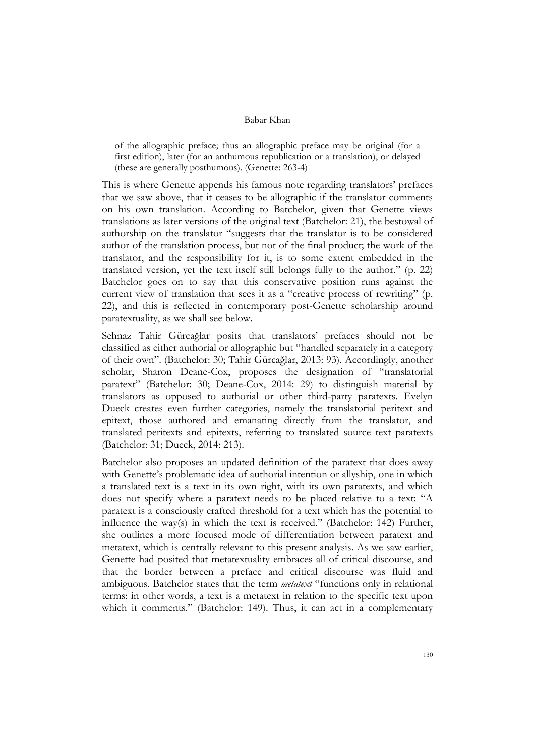> of the allographic preface; thus an allographic preface may be original (for a first edition), later (for an anthumous republication or a translation), or delayed (these are generally posthumous). (Genette: 263-4)

This is where Genette appends his famous note regarding translators' prefaces that we saw above, that it ceases to be allographic if the translator comments on his own translation. According to Batchelor, given that Genette views translations as later versions of the original text (Batchelor: 21), the bestowal of authorship on the translator "suggests that the translator is to be considered author of the translation process, but not of the final product; the work of the translator, and the responsibility for it, is to some extent embedded in the translated version, yet the text itself still belongs fully to the author." (p. 22) Batchelor goes on to say that this conservative position runs against the current view of translation that sees it as a "creative process of rewriting" (p. 22), and this is reflected in contemporary post-Genette scholarship around paratextuality, as we shall see below.

Sehnaz Tahir Gürcağlar posits that translators' prefaces should not be classified as either authorial or allographic but "handled separately in a category of their own". (Batchelor: 30; Tahir Gürcağlar, 2013: 93). Accordingly, another scholar, Sharon Deane-Cox, proposes the designation of "translatorial paratext" (Batchelor: 30; Deane-Cox, 2014: 29) to distinguish material by translators as opposed to authorial or other third-party paratexts. Evelyn Dueck creates even further categories, namely the translatorial peritext and epitext, those authored and emanating directly from the translator, and translated peritexts and epitexts, referring to translated source text paratexts (Batchelor: 31; Dueck, 2014: 213).

Batchelor also proposes an updated definition of the paratext that does away with Genette's problematic idea of authorial intention or allyship, one in which a translated text is a text in its own right, with its own paratexts, and which does not specify where a paratext needs to be placed relative to a text: "A paratext is a consciously crafted threshold for a text which has the potential to influence the way(s) in which the text is received." (Batchelor: 142) Further, she outlines a more focused mode of differentiation between paratext and metatext, which is centrally relevant to this present analysis. As we saw earlier, Genette had posited that metatextuality embraces all of critical discourse, and that the border between a preface and critical discourse was fluid and ambiguous. Batchelor states that the term *metatext* "functions only in relational terms: in other words, a text is a metatext in relation to the specific text upon which it comments." (Batchelor: 149). Thus, it can act in a complementary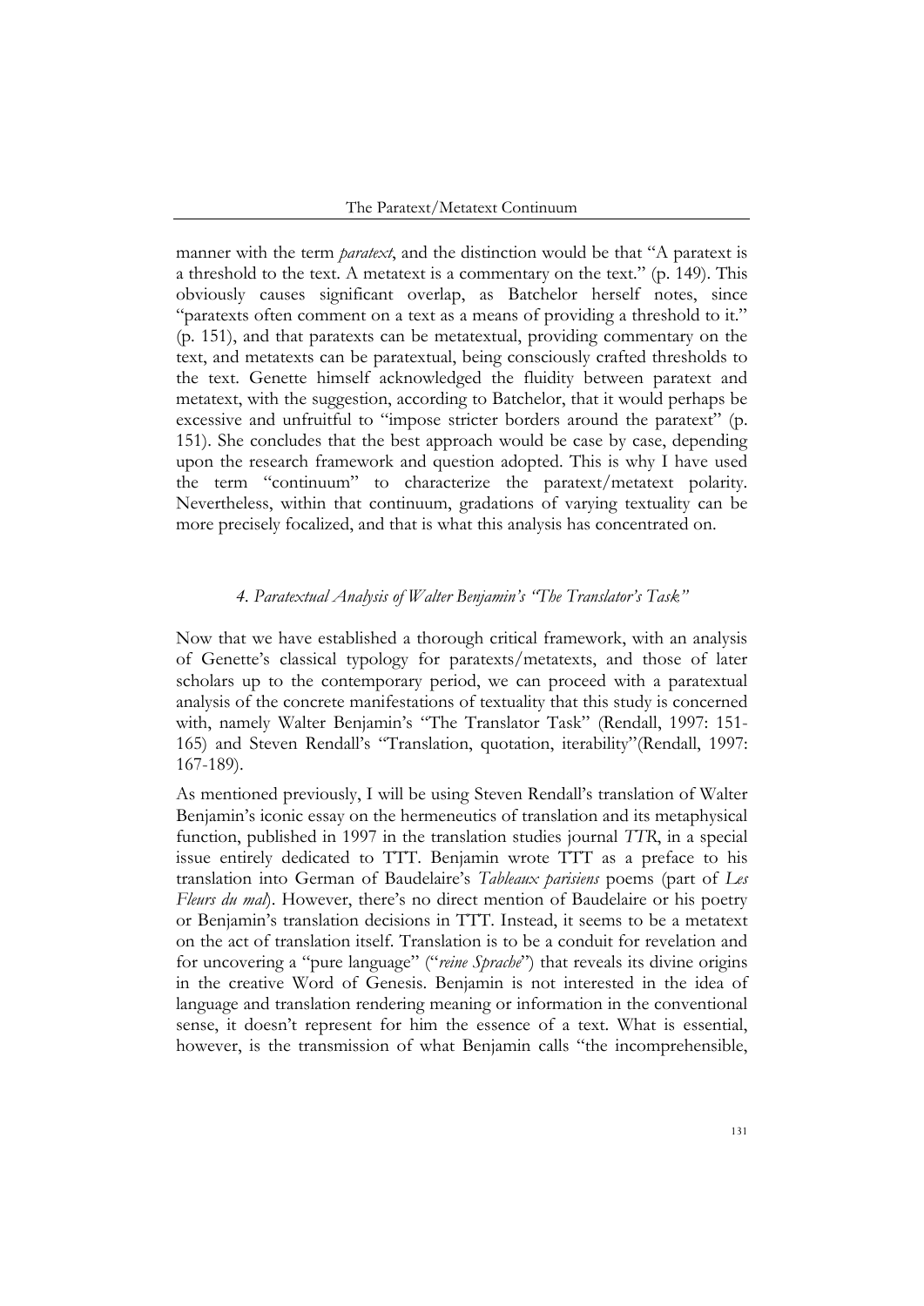manner with the term *paratext*, and the distinction would be that "A paratext is a threshold to the text. A metatext is a commentary on the text." (p. 149). This obviously causes significant overlap, as Batchelor herself notes, since "paratexts often comment on a text as a means of providing a threshold to it." (p. 151), and that paratexts can be metatextual, providing commentary on the text, and metatexts can be paratextual, being consciously crafted thresholds to the text. Genette himself acknowledged the fluidity between paratext and metatext, with the suggestion, according to Batchelor, that it would perhaps be excessive and unfruitful to "impose stricter borders around the paratext" (p. 151). She concludes that the best approach would be case by case, depending upon the research framework and question adopted. This is why I have used the term "continuum" to characterize the paratext/metatext polarity. Nevertheless, within that continuum, gradations of varying textuality can be more precisely focalized, and that is what this analysis has concentrated on.

### *4. Paratextual Analysis of Walter Benjamin's "The Translator's Task"*

Now that we have established a thorough critical framework, with an analysis of Genette's classical typology for paratexts/metatexts, and those of later scholars up to the contemporary period, we can proceed with a paratextual analysis of the concrete manifestations of textuality that this study is concerned with, namely Walter Benjamin's "The Translator Task" (Rendall, 1997: 151-165) and Steven Rendall's "Translation, quotation, iterability"(Rendall, 1997: 167-189).

As mentioned previously, I will be using Steven Rendall's translation of Walter Benjamin's iconic essay on the hermeneutics of translation and its metaphysical function, published in 1997 in the translation studies journal *TTR*, in a special issue entirely dedicated to TTT. Benjamin wrote TTT as a preface to his translation into German of Baudelaire's *Tableaux parisiens* poems (part of *Les Fleurs du mal*). However, there's no direct mention of Baudelaire or his poetry or Benjamin's translation decisions in TTT. Instead, it seems to be a metatext on the act of translation itself. Translation is to be a conduit for revelation and for uncovering a "pure language" ("*reine Sprache*") that reveals its divine origins in the creative Word of Genesis. Benjamin is not interested in the idea of language and translation rendering meaning or information in the conventional sense, it doesn't represent for him the essence of a text. What is essential, however, is the transmission of what Benjamin calls "the incomprehensible,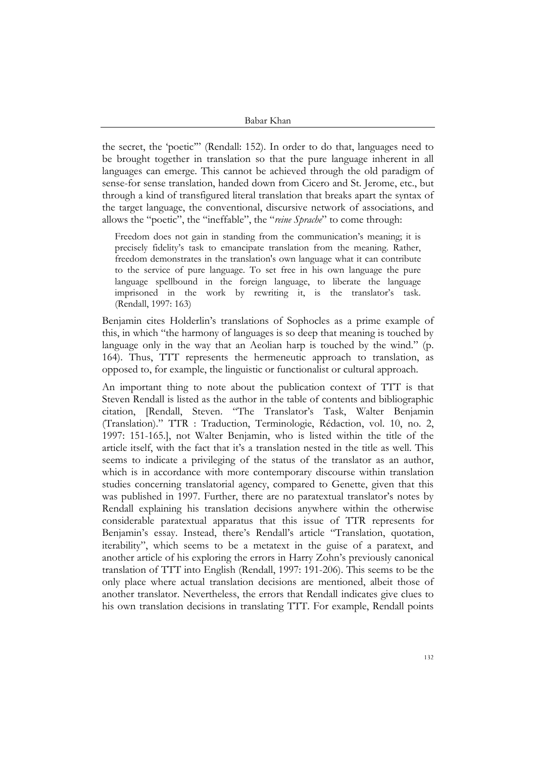the secret, the 'poetic'" (Rendall: 152). In order to do that, languages need to be brought together in translation so that the pure language inherent in all languages can emerge. This cannot be achieved through the old paradigm of sense-for sense translation, handed down from Cicero and St. Jerome, etc., but through a kind of transfigured literal translation that breaks apart the syntax of the target language, the conventional, discursive network of associations, and allows the "poetic", the "ineffable", the "*reine Sprache*" to come through:

> Freedom does not gain in standing from the communication's meaning; it is precisely fidelity's task to emancipate translation from the meaning. Rather, freedom demonstrates in the translation's own language what it can contribute to the service of pure language. To set free in his own language the pure language spellbound in the foreign language, to liberate the language imprisoned in the work by rewriting it, is the translator's task. (Rendall, 1997: 163)

Benjamin cites Holderlin's translations of Sophocles as a prime example of this, in which "the harmony of languages is so deep that meaning is touched by language only in the way that an Aeolian harp is touched by the wind." (p. 164). Thus, TTT represents the hermeneutic approach to translation, as opposed to, for example, the linguistic or functionalist or cultural approach.

An important thing to note about the publication context of TTT is that Steven Rendall is listed as the author in the table of contents and bibliographic citation, [Rendall, Steven. "The Translator's Task, Walter Benjamin (Translation)." TTR : Traduction, Terminologie, Rédaction, vol. 10, no. 2, 1997: 151-165.], not Walter Benjamin, who is listed within the title of the article itself, with the fact that it's a translation nested in the title as well. This seems to indicate a privileging of the status of the translator as an author, which is in accordance with more contemporary discourse within translation studies concerning translatorial agency, compared to Genette, given that this was published in 1997. Further, there are no paratextual translator's notes by Rendall explaining his translation decisions anywhere within the otherwise considerable paratextual apparatus that this issue of TTR represents for Benjamin's essay. Instead, there's Rendall's article "Translation, quotation, iterability", which seems to be a metatext in the guise of a paratext, and another article of his exploring the errors in Harry Zohn's previously canonical translation of TTT into English (Rendall, 1997: 191-206). This seems to be the only place where actual translation decisions are mentioned, albeit those of another translator. Nevertheless, the errors that Rendall indicates give clues to his own translation decisions in translating TTT. For example, Rendall points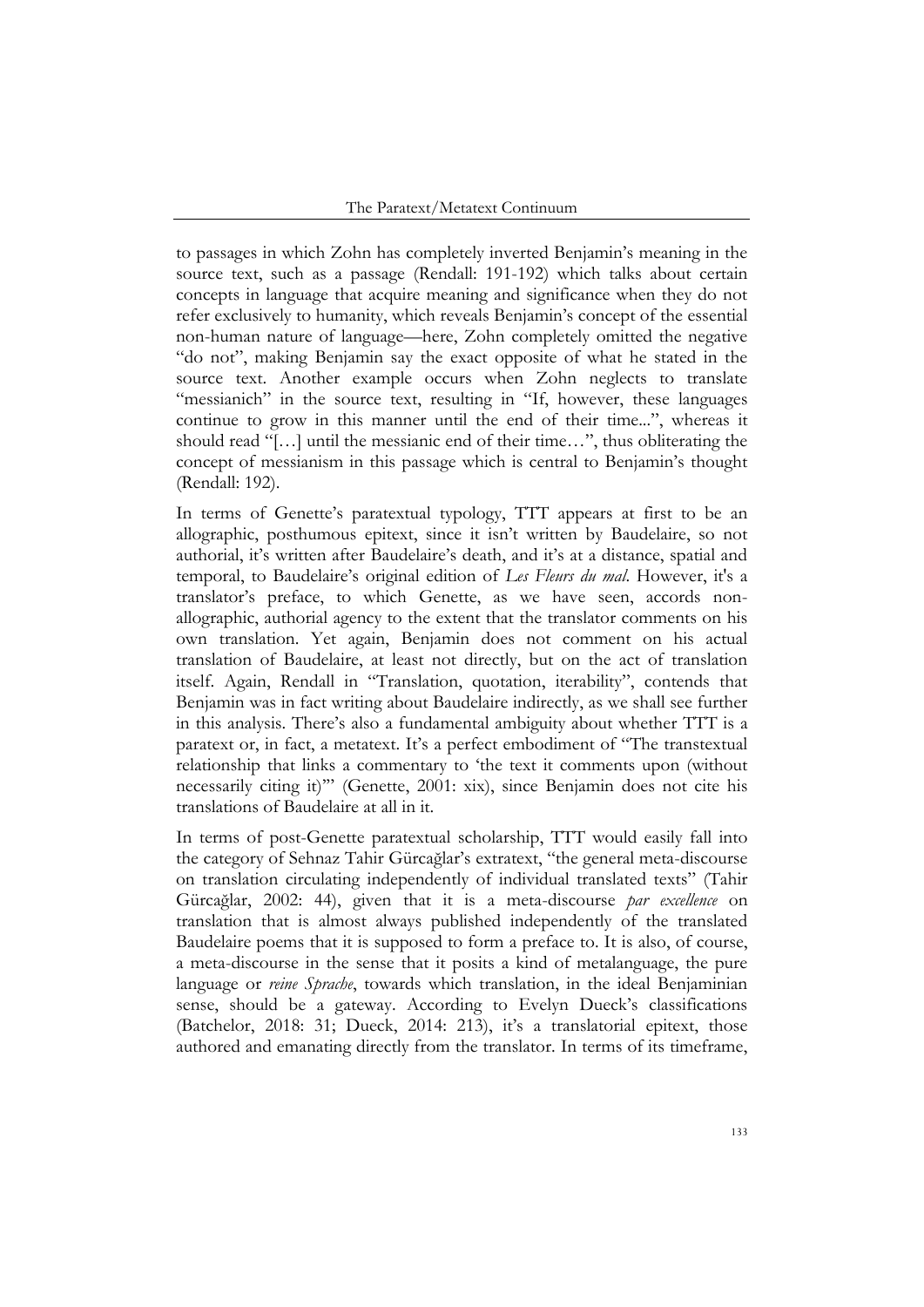to passages in which Zohn has completely inverted Benjamin's meaning in the source text, such as a passage (Rendall: 191-192) which talks about certain concepts in language that acquire meaning and significance when they do not refer exclusively to humanity, which reveals Benjamin's concept of the essential non-human nature of language—here, Zohn completely omitted the negative "do not", making Benjamin say the exact opposite of what he stated in the source text. Another example occurs when Zohn neglects to translate "messianich" in the source text, resulting in "If, however, these languages continue to grow in this manner until the end of their time...", whereas it should read "[…] until the messianic end of their time…", thus obliterating the concept of messianism in this passage which is central to Benjamin's thought (Rendall: 192).

In terms of Genette's paratextual typology, TTT appears at first to be an allographic, posthumous epitext, since it isn't written by Baudelaire, so not authorial, it's written after Baudelaire's death, and it's at a distance, spatial and temporal, to Baudelaire's original edition of *Les Fleurs du mal*. However, it's a translator's preface, to which Genette, as we have seen, accords non-allographic, authorial agency to the extent that the translator comments on his own translation. Yet again, Benjamin does not comment on his actual translation of Baudelaire, at least not directly, but on the act of translation itself. Again, Rendall in "Translation, quotation, iterability", contends that Benjamin was in fact writing about Baudelaire indirectly, as we shall see further in this analysis. There's also a fundamental ambiguity about whether TTT is a paratext or, in fact, a metatext. It's a perfect embodiment of "The transtextual relationship that links a commentary to 'the text it comments upon (without necessarily citing it)'" (Genette, 2001: xix), since Benjamin does not cite his translations of Baudelaire at all in it.

In terms of post-Genette paratextual scholarship, TTT would easily fall into the category of Sehnaz Tahir Gürcağlar's extratext, "the general meta-discourse on translation circulating independently of individual translated texts" (Tahir Gürcağlar, 2002: 44), given that it is a meta-discourse *par excellence* on translation that is almost always published independently of the translated Baudelaire poems that it is supposed to form a preface to. It is also, of course, a meta-discourse in the sense that it posits a kind of metalanguage, the pure language or *reine Sprache*, towards which translation, in the ideal Benjaminian sense, should be a gateway. According to Evelyn Dueck's classifications (Batchelor, 2018: 31; Dueck, 2014: 213), it's a translatorial epitext, those authored and emanating directly from the translator. In terms of its timeframe,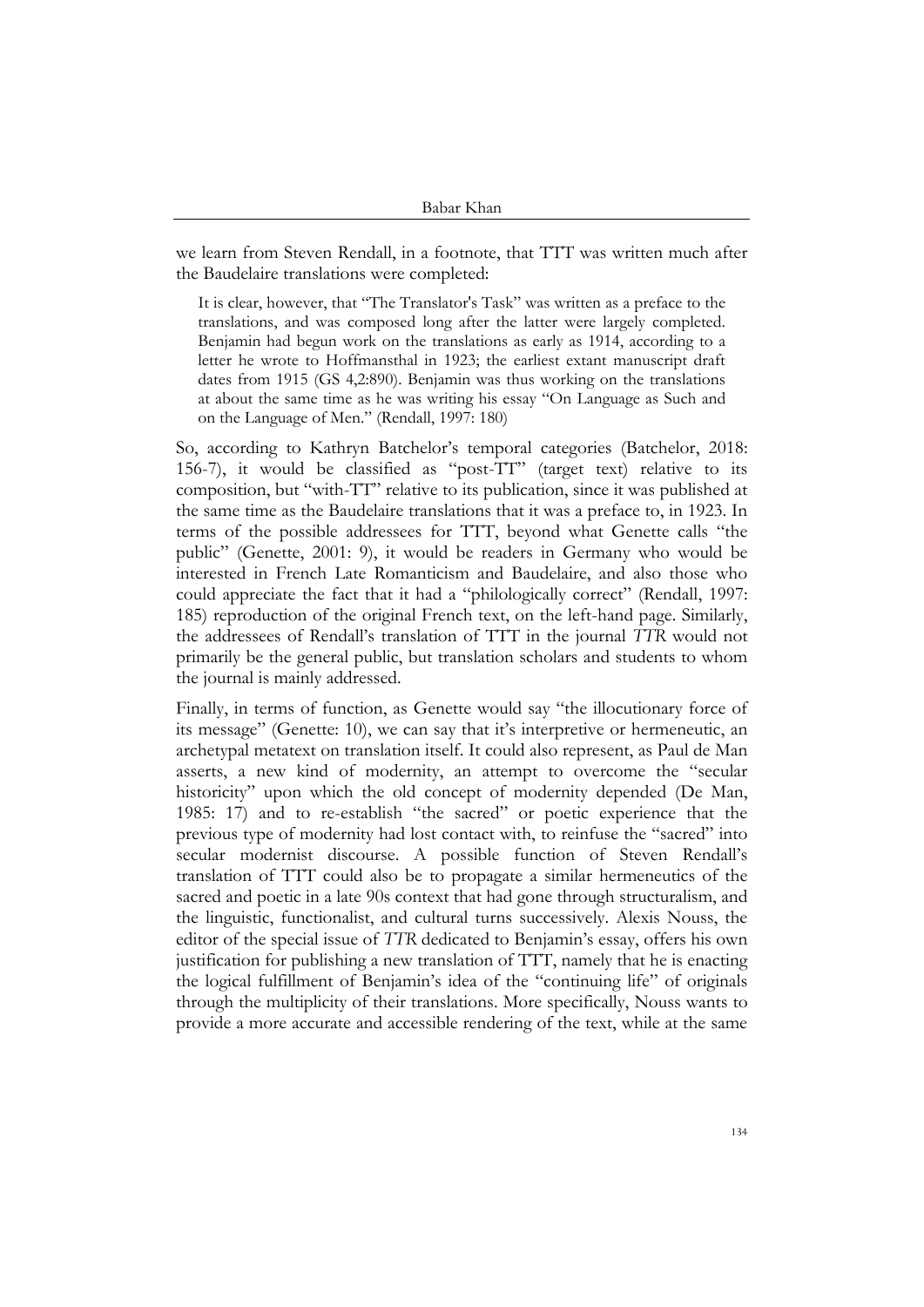we learn from Steven Rendall, in a footnote, that TTT was written much after the Baudelaire translations were completed:

> It is clear, however, that "The Translator's Task" was written as a preface to the translations, and was composed long after the latter were largely completed. Benjamin had begun work on the translations as early as 1914, according to a letter he wrote to Hoffmansthal in 1923; the earliest extant manuscript draft dates from 1915 (GS 4,2:890). Benjamin was thus working on the translations at about the same time as he was writing his essay "On Language as Such and on the Language of Men." (Rendall, 1997: 180)

So, according to Kathryn Batchelor's temporal categories (Batchelor, 2018: 156-7), it would be classified as "post-TT" (target text) relative to its composition, but "with-TT" relative to its publication, since it was published at the same time as the Baudelaire translations that it was a preface to, in 1923. In terms of the possible addressees for TTT, beyond what Genette calls "the public" (Genette, 2001: 9), it would be readers in Germany who would be interested in French Late Romanticism and Baudelaire, and also those who could appreciate the fact that it had a "philologically correct" (Rendall, 1997: 185) reproduction of the original French text, on the left-hand page. Similarly, the addressees of Rendall's translation of TTT in the journal *TTR* would not primarily be the general public, but translation scholars and students to whom the journal is mainly addressed.

Finally, in terms of function, as Genette would say "the illocutionary force of its message" (Genette: 10), we can say that it's interpretive or hermeneutic, an archetypal metatext on translation itself. It could also represent, as Paul de Man asserts, a new kind of modernity, an attempt to overcome the "secular historicity" upon which the old concept of modernity depended (De Man, 1985: 17) and to re-establish "the sacred" or poetic experience that the previous type of modernity had lost contact with, to reinfuse the "sacred" into secular modernist discourse. A possible function of Steven Rendall's translation of TTT could also be to propagate a similar hermeneutics of the sacred and poetic in a late 90s context that had gone through structuralism, and the linguistic, functionalist, and cultural turns successively. Alexis Nouss, the editor of the special issue of *TTR* dedicated to Benjamin's essay, offers his own justification for publishing a new translation of TTT, namely that he is enacting the logical fulfillment of Benjamin's idea of the "continuing life" of originals through the multiplicity of their translations. More specifically, Nouss wants to provide a more accurate and accessible rendering of the text, while at the same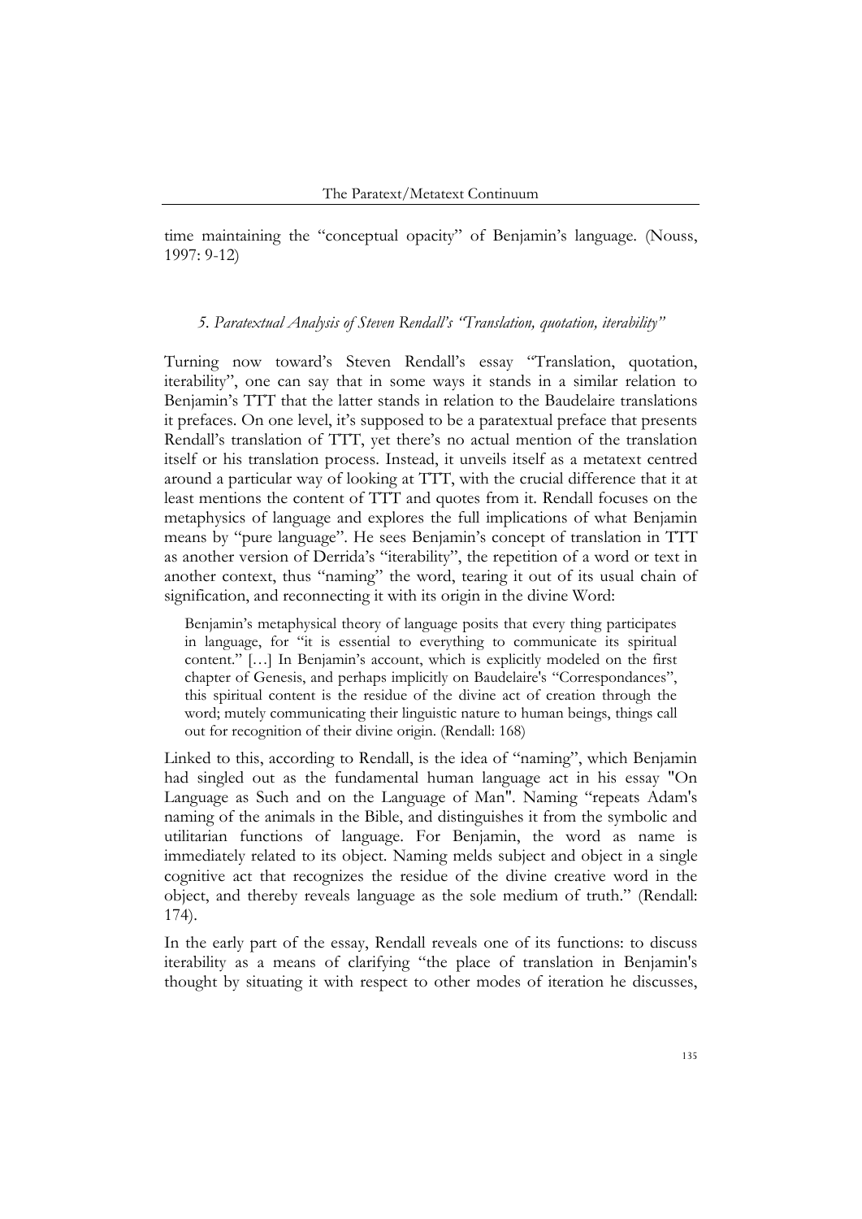time maintaining the "conceptual opacity" of Benjamin's language. (Nouss, 1997: 9-12)

### *5. Paratextual Analysis of Steven Rendall's "Translation, quotation, iterability"*

Turning now toward's Steven Rendall's essay "Translation, quotation, iterability", one can say that in some ways it stands in a similar relation to Benjamin's TTT that the latter stands in relation to the Baudelaire translations it prefaces. On one level, it's supposed to be a paratextual preface that presents Rendall's translation of TTT, yet there's no actual mention of the translation itself or his translation process. Instead, it unveils itself as a metatext centred around a particular way of looking at TTT, with the crucial difference that it at least mentions the content of TTT and quotes from it. Rendall focuses on the metaphysics of language and explores the full implications of what Benjamin means by "pure language". He sees Benjamin's concept of translation in TTT as another version of Derrida's "iterability", the repetition of a word or text in another context, thus "naming" the word, tearing it out of its usual chain of signification, and reconnecting it with its origin in the divine Word:

> Benjamin's metaphysical theory of language posits that every thing participates in language, for "it is essential to everything to communicate its spiritual content." […] In Benjamin's account, which is explicitly modeled on the first chapter of Genesis, and perhaps implicitly on Baudelaire's "Correspondances", this spiritual content is the residue of the divine act of creation through the word; mutely communicating their linguistic nature to human beings, things call out for recognition of their divine origin. (Rendall: 168)

Linked to this, according to Rendall, is the idea of "naming", which Benjamin had singled out as the fundamental human language act in his essay "On Language as Such and on the Language of Man". Naming "repeats Adam's naming of the animals in the Bible, and distinguishes it from the symbolic and utilitarian functions of language. For Benjamin, the word as name is immediately related to its object. Naming melds subject and object in a single cognitive act that recognizes the residue of the divine creative word in the object, and thereby reveals language as the sole medium of truth." (Rendall: 174).

In the early part of the essay, Rendall reveals one of its functions: to discuss iterability as a means of clarifying "the place of translation in Benjamin's thought by situating it with respect to other modes of iteration he discusses,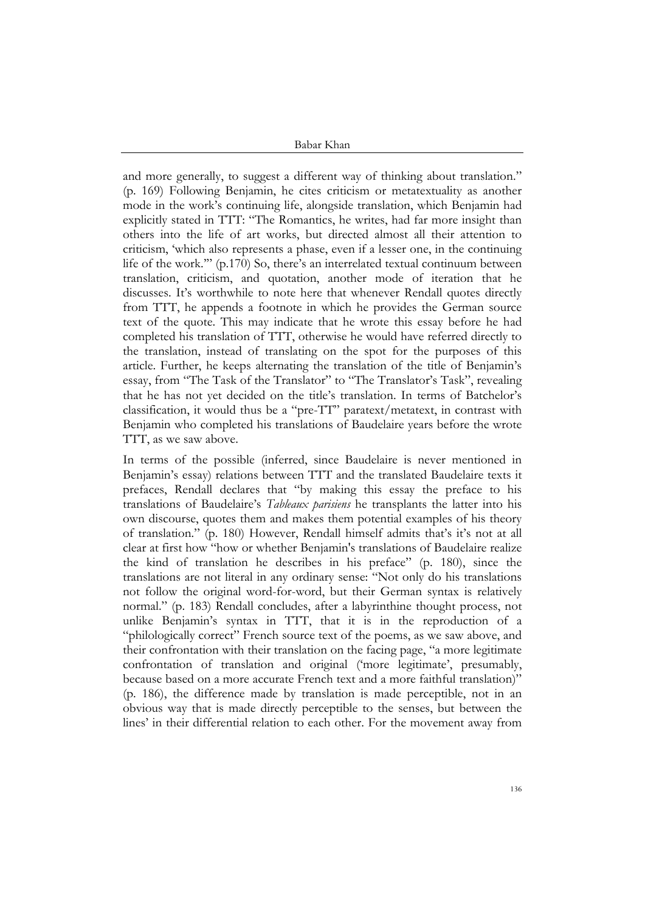and more generally, to suggest a different way of thinking about translation." (p. 169) Following Benjamin, he cites criticism or metatextuality as another mode in the work's continuing life, alongside translation, which Benjamin had explicitly stated in TTT: "The Romantics, he writes, had far more insight than others into the life of art works, but directed almost all their attention to criticism, 'which also represents a phase, even if a lesser one, in the continuing life of the work.'" (p.170) So, there's an interrelated textual continuum between translation, criticism, and quotation, another mode of iteration that he discusses. It's worthwhile to note here that whenever Rendall quotes directly from TTT, he appends a footnote in which he provides the German source text of the quote. This may indicate that he wrote this essay before he had completed his translation of TTT, otherwise he would have referred directly to the translation, instead of translating on the spot for the purposes of this article. Further, he keeps alternating the translation of the title of Benjamin's essay, from "The Task of the Translator" to "The Translator's Task", revealing that he has not yet decided on the title's translation. In terms of Batchelor's classification, it would thus be a "pre-TT" paratext/metatext, in contrast with Benjamin who completed his translations of Baudelaire years before the wrote TTT, as we saw above.

In terms of the possible (inferred, since Baudelaire is never mentioned in Benjamin's essay) relations between TTT and the translated Baudelaire texts it prefaces, Rendall declares that "by making this essay the preface to his translations of Baudelaire's *Tableaux parisiens* he transplants the latter into his own discourse, quotes them and makes them potential examples of his theory of translation." (p. 180) However, Rendall himself admits that's it's not at all clear at first how "how or whether Benjamin's translations of Baudelaire realize the kind of translation he describes in his preface" (p. 180), since the translations are not literal in any ordinary sense: "Not only do his translations not follow the original word-for-word, but their German syntax is relatively normal." (p. 183) Rendall concludes, after a labyrinthine thought process, not unlike Benjamin's syntax in TTT, that it is in the reproduction of a "philologically correct" French source text of the poems, as we saw above, and their confrontation with their translation on the facing page, "a more legitimate confrontation of translation and original ('more legitimate', presumably, because based on a more accurate French text and a more faithful translation)" (p. 186), the difference made by translation is made perceptible, not in an obvious way that is made directly perceptible to the senses, but between the lines' in their differential relation to each other. For the movement away from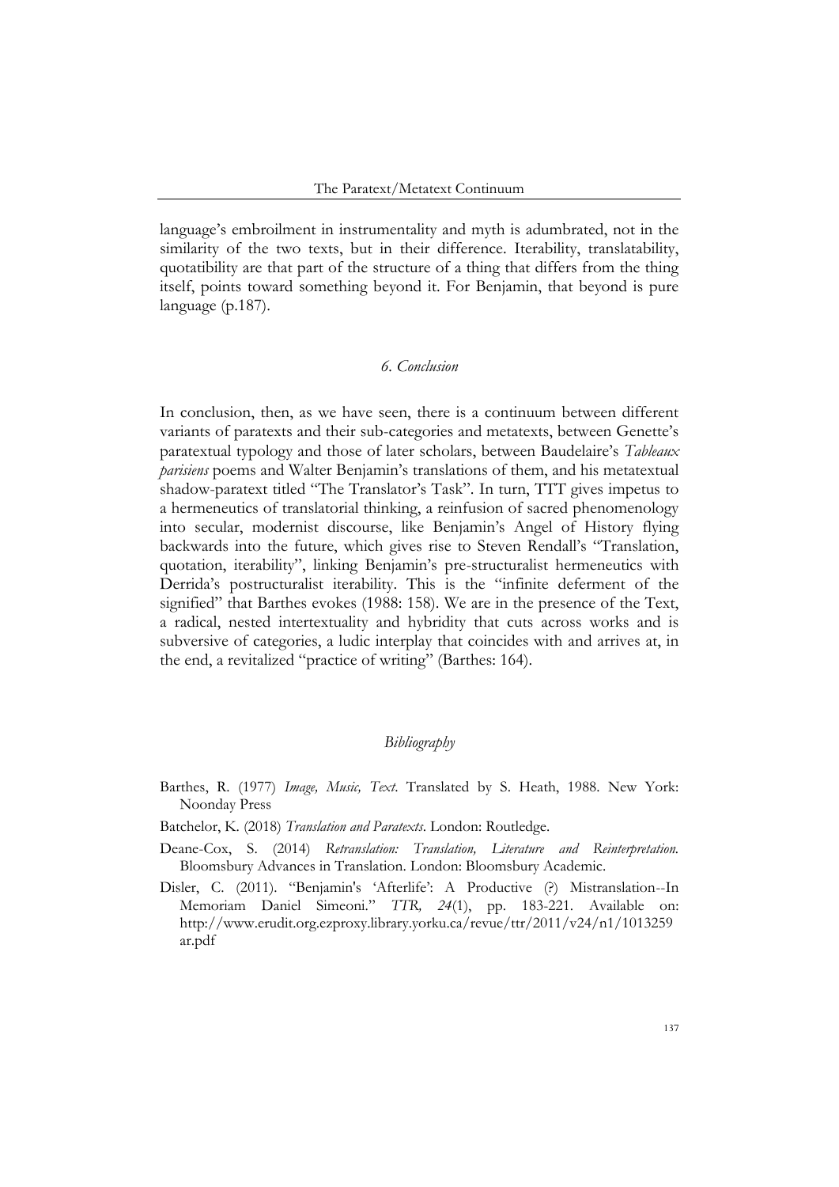language's embroilment in instrumentality and myth is adumbrated, not in the similarity of the two texts, but in their difference. Iterability, translatability, quotatibility are that part of the structure of a thing that differs from the thing itself, points toward something beyond it. For Benjamin, that beyond is pure language (p.187).

## *6. Conclusion*

In conclusion, then, as we have seen, there is a continuum between different variants of paratexts and their sub-categories and metatexts, between Genette's paratextual typology and those of later scholars, between Baudelaire's *Tableaux parisiens* poems and Walter Benjamin's translations of them, and his metatextual shadow-paratext titled "The Translator's Task". In turn, TTT gives impetus to a hermeneutics of translatorial thinking, a reinfusion of sacred phenomenology into secular, modernist discourse, like Benjamin's Angel of History flying backwards into the future, which gives rise to Steven Rendall's "Translation, quotation, iterability", linking Benjamin's pre-structuralist hermeneutics with Derrida's postructuralist iterability. This is the "infinite deferment of the signified" that Barthes evokes (1988: 158). We are in the presence of the Text, a radical, nested intertextuality and hybridity that cuts across works and is subversive of categories, a ludic interplay that coincides with and arrives at, in the end, a revitalized "practice of writing" (Barthes: 164).

## *Bibliography*

Barthes, R. (1977) *Image, Music, Text*. Translated by S. Heath, 1988. New York: Noonday Press

Batchelor, K. (2018) *Translation and Paratexts*. London: Routledge.

Deane-Cox, S. (2014) *Retranslation: Translation, Literature and Reinterpretation.* Bloomsbury Advances in Translation. London: Bloomsbury Academic.

Disler, C. (2011). "Benjamin's 'Afterlife': A Productive (?) Mistranslation--In Memoriam Daniel Simeoni." *TTR, 24*(1), pp. 183-221. Available on: http://www.erudit.org.ezproxy.library.yorku.ca/revue/ttr/2011/v24/n1/1013259ar.pdf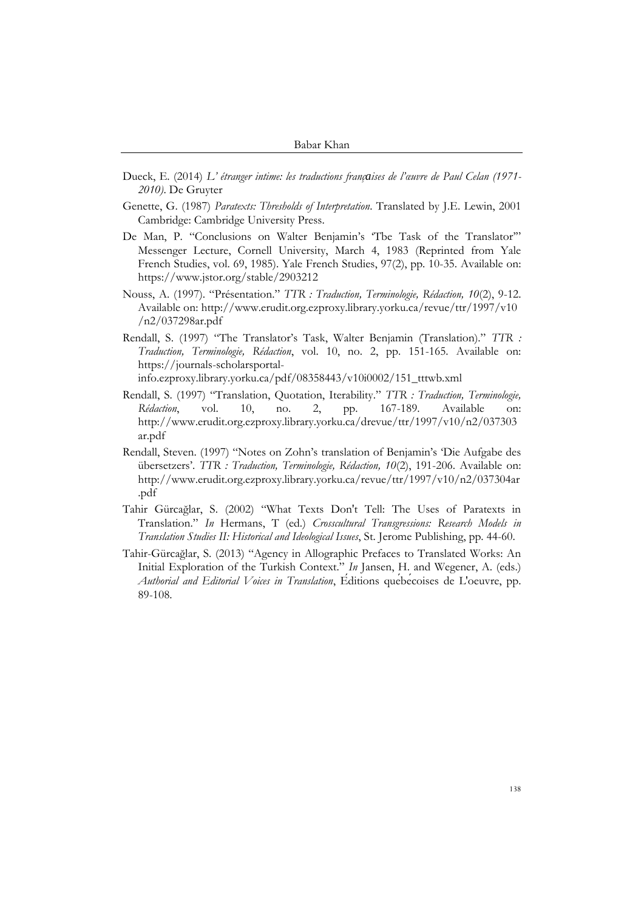Dueck, E. (2014) *L' étranger intime: les traductions françaises de l'œuvre de Paul Celan (1971-2010)*. De Gruyter

Genette, G. (1987) *Paratexts: Thresholds of Interpretation*. Translated by J.E. Lewin, 2001 Cambridge: Cambridge University Press.

De Man, P. "Conclusions on Walter Benjamin's 'Tbe Task of the Translator'" Messenger Lecture, Cornell University, March 4, 1983 (Reprinted from Yale French Studies, vol. 69, 1985). Yale French Studies, 97(2), pp. 10-35. Available on: https://www.jstor.org/stable/2903212

Nouss, A. (1997). "Présentation." *TTR : Traduction, Terminologie, Rédaction, 10*(2), 9-12. Available on: http://www.erudit.org.ezproxy.library.yorku.ca/revue/ttr/1997/v10/n2/037298ar.pdf

Rendall, S. (1997) "The Translator's Task, Walter Benjamin (Translation)." *TTR : Traduction, Terminologie, Rédaction*, vol. 10, no. 2, pp. 151-165. Available on: https://journals-scholarsportal-info.ezproxy.library.yorku.ca/pdf/08358443/v10i0002/151_tttwb.xml

Rendall, S. (1997) "Translation, Quotation, Iterability." *TTR : Traduction, Terminologie, Rédaction*, vol. 10, no. 2, pp. 167-189. Available on: http://www.erudit.org.ezproxy.library.yorku.ca/drevue/ttr/1997/v10/n2/037303ar.pdf

Rendall, Steven. (1997) "Notes on Zohn's translation of Benjamin's 'Die Aufgabe des übersetzers'. *TTR : Traduction, Terminologie, Rédaction, 10*(2), 191-206. Available on: http://www.erudit.org.ezproxy.library.yorku.ca/revue/ttr/1997/v10/n2/037304ar.pdf

Tahir Gürcağlar, S. (2002) "What Texts Don't Tell: The Uses of Paratexts in Translation." *In* Hermans, T (ed.) *Crosscultural Transgressions: Research Models in Translation Studies II: Historical and Ideological Issues*, St. Jerome Publishing, pp. 44-60.

Tahir-Gürcağlar, S. (2013) "Agency in Allographic Prefaces to Translated Works: An Initial Exploration of the Turkish Context." *In* Jansen, H. and Wegener, A. (eds.) *Authorial and Editorial Voices in Translation*, Éditions québécoises de L'oeuvre, pp. 89-108.